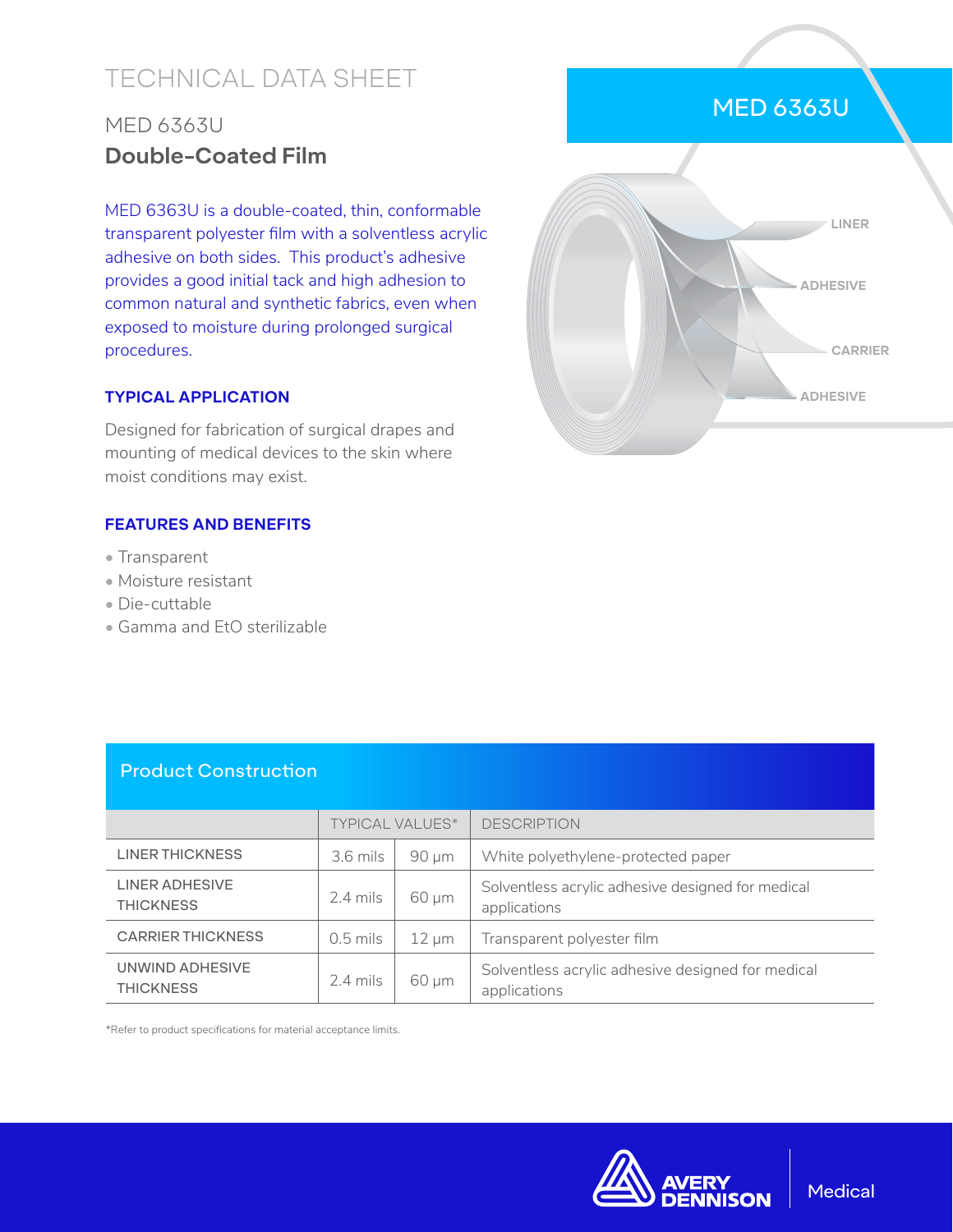# TECHNICAL DATA SHEET

## MED 6363U

## Double-Coated Film

MED 6363U is a double-coated, thin, conformable transparent polyester film with a solventless acrylic adhesive on both sides. This product's adhesive provides a good initial tack and high adhesion to common natural and synthetic fabrics, even when exposed to moisture during prolonged surgical procedures.

MED 6363U

LINER

ADHESIVE

CARRIER

ADHESIVE

### TYPICAL APPLICATION

Designed for fabrication of surgical drapes and mounting of medical devices to the skin where moist conditions may exist.

### FEATURES AND BENEFITS

- Transparent
- Moisture resistant
- Die-cuttable
- Gamma and EtO sterilizable

### Product Construction

| | TYPICAL VALUES* | | DESCRIPTION |
|---|---|---|---|
| LINER THICKNESS | 3.6 mils | 90 µm | White polyethylene-protected paper |
| LINER ADHESIVE THICKNESS | 2.4 mils | 60 µm | Solventless acrylic adhesive designed for medical applications |
| CARRIER THICKNESS | 0.5 mils | 12 µm | Transparent polyester film |
| UNWIND ADHESIVE THICKNESS | 2.4 mils | 60 µm | Solventless acrylic adhesive designed for medical applications |

*Refer to product specifications for material acceptance limits.

AVERY DENNISON | Medical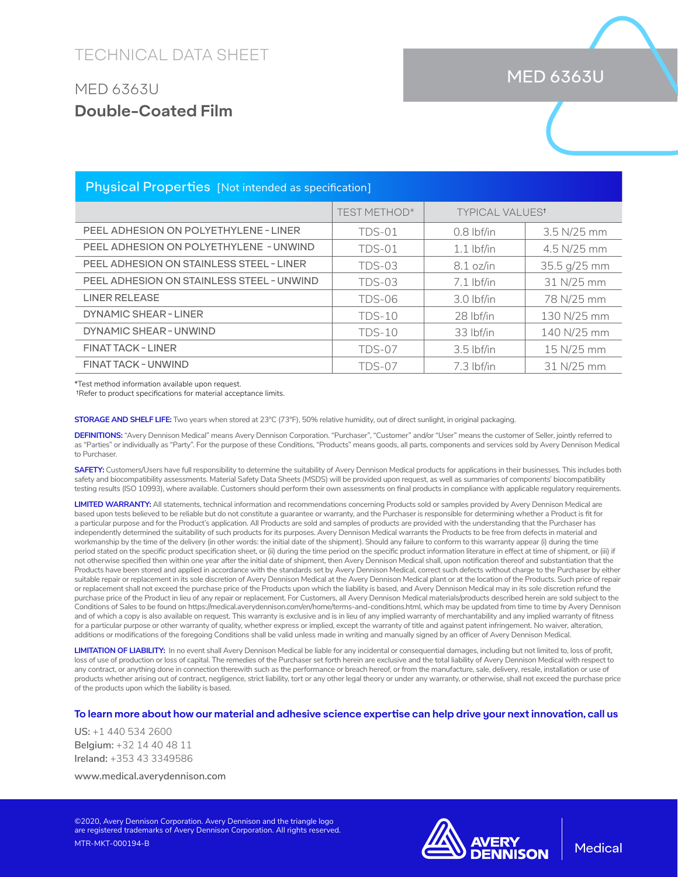# TECHNICAL DATA SHEET

MED 6363U

## Double-Coated Film

MED 6363U

## Physical Properties [Not intended as specification]

| | TEST METHOD* | TYPICAL VALUES† | |
|---|---|---|---|
| PEEL ADHESION ON POLYETHYLENE - LINER | TDS-01 | 0.8 lbf/in | 3.5 N/25 mm |
| PEEL ADHESION ON POLYETHYLENE - UNWIND | TDS-01 | 1.1 lbf/in | 4.5 N/25 mm |
| PEEL ADHESION ON STAINLESS STEEL - LINER | TDS-03 | 8.1 oz/in | 35.5 g/25 mm |
| PEEL ADHESION ON STAINLESS STEEL - UNWIND | TDS-03 | 7.1 lbf/in | 31 N/25 mm |
| LINER RELEASE | TDS-06 | 3.0 lbf/in | 78 N/25 mm |
| DYNAMIC SHEAR - LINER | TDS-10 | 28 lbf/in | 130 N/25 mm |
| DYNAMIC SHEAR - UNWIND | TDS-10 | 33 lbf/in | 140 N/25 mm |
| FINAT TACK - LINER | TDS-07 | 3.5 lbf/in | 15 N/25 mm |
| FINAT TACK - UNWIND | TDS-07 | 7.3 lbf/in | 31 N/25 mm |

*Test method information available upon request.
†Refer to product specifications for material acceptance limits.

**STORAGE AND SHELF LIFE:** Two years when stored at 23°C (73°F), 50% relative humidity, out of direct sunlight, in original packaging.

**DEFINITIONS:** "Avery Dennison Medical" means Avery Dennison Corporation. "Purchaser", "Customer" and/or "User" means the customer of Seller, jointly referred to as "Parties" or individually as "Party". For the purpose of these Conditions, "Products" means goods, all parts, components and services sold by Avery Dennison Medical to Purchaser.

**SAFETY:** Customers/Users have full responsibility to determine the suitability of Avery Dennison Medical products for applications in their businesses. This includes both safety and biocompatibility assessments. Material Safety Data Sheets (MSDS) will be provided upon request, as well as summaries of components' biocompatibility testing results (ISO 10993), where available. Customers should perform their own assessments on final products in compliance with applicable regulatory requirements.

**LIMITED WARRANTY:** All statements, technical information and recommendations concerning Products sold or samples provided by Avery Dennison Medical are based upon tests believed to be reliable but do not constitute a guarantee or warranty, and the Purchaser is responsible for determining whether a Product is fit for a particular purpose and for the Product's application. All Products are sold and samples of products are provided with the understanding that the Purchaser has independently determined the suitability of such products for its purposes. Avery Dennison Medical warrants the Products to be free from defects in material and workmanship by the time of the delivery (in other words: the initial date of the shipment). Should any failure to conform to this warranty appear (i) during the time period stated on the specific product specification sheet, or (ii) during the time period on the specific product information literature in effect at time of shipment, or (iii) if not otherwise specified then within one year after the initial date of shipment, then Avery Dennison Medical shall, upon notification thereof and substantiation that the Products have been stored and applied in accordance with the standards set by Avery Dennison Medical, correct such defects without charge to the Purchaser by either suitable repair or replacement in its sole discretion of Avery Dennison Medical at the Avery Dennison Medical plant or at the location of the Products. Such price of repair or replacement shall not exceed the purchase price of the Products upon which the liability is based, and Avery Dennison Medical may in its sole discretion refund the purchase price of the Product in lieu of any repair or replacement. For Customers, all Avery Dennison Medical materials/products described herein are sold subject to the Conditions of Sales to be found on https://medical.averydennison.com/en/home/terms-and-conditions.html, which may be updated from time to time by Avery Dennison and of which a copy is also available on request. This warranty is exclusive and is in lieu of any implied warranty of merchantability and any implied warranty of fitness for a particular purpose or other warranty of quality, whether express or implied, except the warranty of title and against patent infringement. No waiver, alteration, additions or modifications of the foregoing Conditions shall be valid unless made in writing and manually signed by an officer of Avery Dennison Medical.

**LIMITATION OF LIABILITY:** In no event shall Avery Dennison Medical be liable for any incidental or consequential damages, including but not limited to, loss of profit, loss of use of production or loss of capital. The remedies of the Purchaser set forth herein are exclusive and the total liability of Avery Dennison Medical with respect to any contract, or anything done in connection therewith such as the performance or breach hereof, or from the manufacture, sale, delivery, resale, installation or use of products whether arising out of contract, negligence, strict liability, tort or any other legal theory or under any warranty, or otherwise, shall not exceed the purchase price of the products upon which the liability is based.

**To learn more about how our material and adhesive science expertise can help drive your next innovation, call us**

**US:** +1 440 534 2600
**Belgium:** +32 14 40 48 11
**Ireland:** +353 43 3349586

www.medical.averydennison.com

©2020, Avery Dennison Corporation. Avery Dennison and the triangle logo are registered trademarks of Avery Dennison Corporation. All rights reserved.

MTR-MKT-000194-B

AVERY DENNISON Medical